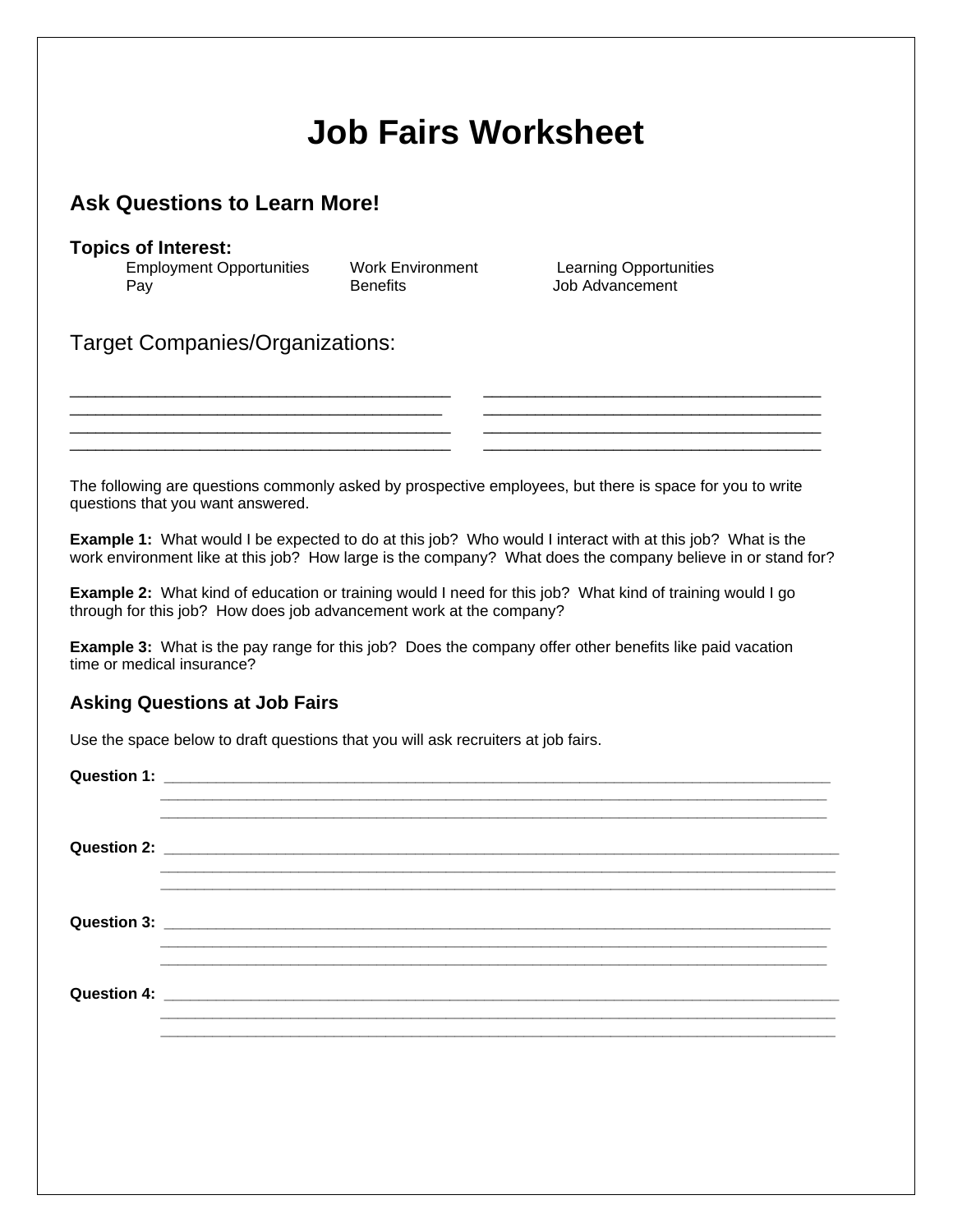# Job Fairs Worksheet

## Ask Questions to Learn More!

**Topics of Interest:**

| | | |
|---|---|---|
| Employment Opportunities | Work Environment | Learning Opportunities |
| Pay | Benefits | Job Advancement |

Target Companies/Organizations:

___________________________________________ ______________________________________
__________________________________________ ______________________________________
___________________________________________ ______________________________________
___________________________________________ ______________________________________

The following are questions commonly asked by prospective employees, but there is space for you to write questions that you want answered.

**Example 1:** What would I be expected to do at this job? Who would I interact with at this job? What is the work environment like at this job? How large is the company? What does the company believe in or stand for?

**Example 2:** What kind of education or training would I need for this job? What kind of training would I go through for this job? How does job advancement work at the company?

**Example 3:** What is the pay range for this job? Does the company offer other benefits like paid vacation time or medical insurance?

### Asking Questions at Job Fairs

Use the space below to draft questions that you will ask recruiters at job fairs.

**Question 1:** ____________________________________________________________________________
____________________________________________________________________________
____________________________________________________________________________

**Question 2:** ____________________________________________________________________________
____________________________________________________________________________
____________________________________________________________________________

**Question 3:** ____________________________________________________________________________
____________________________________________________________________________
____________________________________________________________________________

**Question 4:** ____________________________________________________________________________
____________________________________________________________________________
____________________________________________________________________________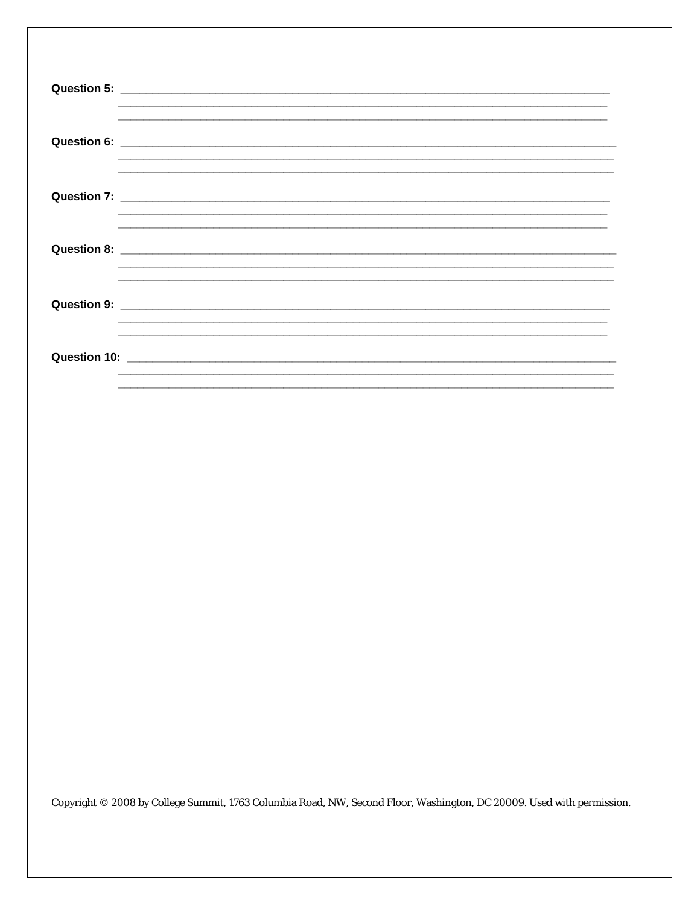**Question 5:** ______________________________________________________________________________
______________________________________________________________________________
______________________________________________________________________________

**Question 6:** ______________________________________________________________________________
______________________________________________________________________________
______________________________________________________________________________

**Question 7:** ______________________________________________________________________________
______________________________________________________________________________
______________________________________________________________________________

**Question 8:** ______________________________________________________________________________
______________________________________________________________________________
______________________________________________________________________________

**Question 9:** ______________________________________________________________________________
______________________________________________________________________________
______________________________________________________________________________

**Question 10:** ______________________________________________________________________________
______________________________________________________________________________
______________________________________________________________________________

Copyright © 2008 by College Summit, 1763 Columbia Road, NW, Second Floor, Washington, DC 20009. Used with permission.